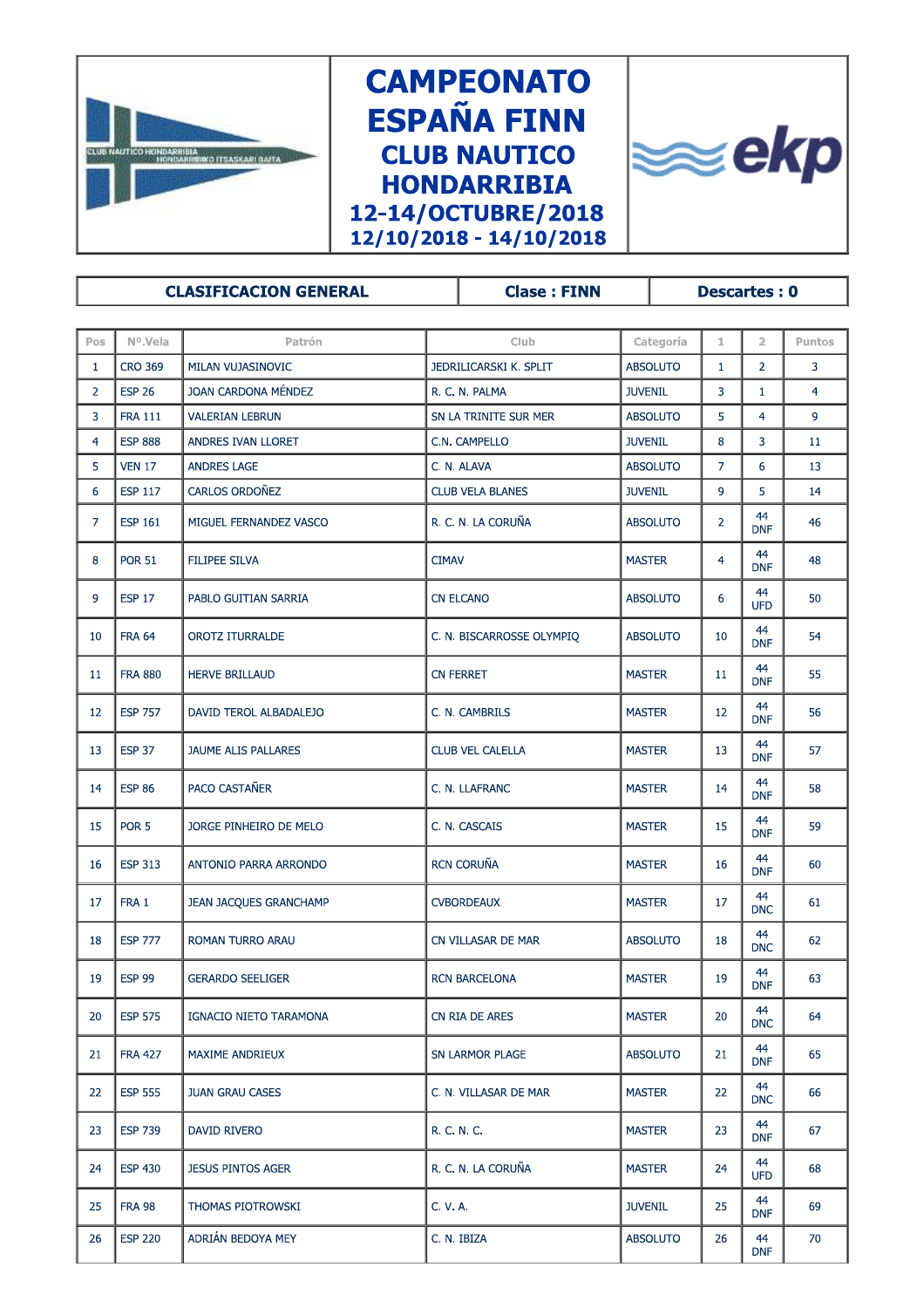# CAMPEONATO ESPAÑA FINN

## CLUB NAUTICO HONDARRIBIA

### 12-14/OCTUBRE/2018

### 12/10/2018 - 14/10/2018

| CLASIFICACION GENERAL | Clase : FINN | Descartes : 0 |
|---|---|---|

| Pos | Nº.Vela | Patrón | Club | Categoría | 1 | 2 | Puntos |
|---|---|---|---|---|---|---|---|
| 1 | CRO 369 | MILAN VUJASINOVIC | JEDRILICARSKI K. SPLIT | ABSOLUTO | 1 | 2 | 3 |
| 2 | ESP 26 | JOAN CARDONA MÉNDEZ | R. C. N. PALMA | JUVENIL | 3 | 1 | 4 |
| 3 | FRA 111 | VALERIAN LEBRUN | SN LA TRINITE SUR MER | ABSOLUTO | 5 | 4 | 9 |
| 4 | ESP 888 | ANDRES IVAN LLORET | C.N. CAMPELLO | JUVENIL | 8 | 3 | 11 |
| 5 | VEN 17 | ANDRES LAGE | C. N. ALAVA | ABSOLUTO | 7 | 6 | 13 |
| 6 | ESP 117 | CARLOS ORDOÑEZ | CLUB VELA BLANES | JUVENIL | 9 | 5 | 14 |
| 7 | ESP 161 | MIGUEL FERNANDEZ VASCO | R. C. N. LA CORUÑA | ABSOLUTO | 2 | 44 DNF | 46 |
| 8 | POR 51 | FILIPEE SILVA | CIMAV | MASTER | 4 | 44 DNF | 48 |
| 9 | ESP 17 | PABLO GUITIAN SARRIA | CN ELCANO | ABSOLUTO | 6 | 44 UFD | 50 |
| 10 | FRA 64 | OROTZ ITURRALDE | C. N. BISCARROSSE OLYMPIQ | ABSOLUTO | 10 | 44 DNF | 54 |
| 11 | FRA 880 | HERVE BRILLAUD | CN FERRET | MASTER | 11 | 44 DNF | 55 |
| 12 | ESP 757 | DAVID TEROL ALBADALEJO | C. N. CAMBRILS | MASTER | 12 | 44 DNF | 56 |
| 13 | ESP 37 | JAUME ALIS PALLARES | CLUB VEL CALELLA | MASTER | 13 | 44 DNF | 57 |
| 14 | ESP 86 | PACO CASTAÑER | C. N. LLAFRANC | MASTER | 14 | 44 DNF | 58 |
| 15 | POR 5 | JORGE PINHEIRO DE MELO | C. N. CASCAIS | MASTER | 15 | 44 DNF | 59 |
| 16 | ESP 313 | ANTONIO PARRA ARRONDO | RCN CORUÑA | MASTER | 16 | 44 DNF | 60 |
| 17 | FRA 1 | JEAN JACQUES GRANCHAMP | CVBORDEAUX | MASTER | 17 | 44 DNC | 61 |
| 18 | ESP 777 | ROMAN TURRO ARAU | CN VILLASAR DE MAR | ABSOLUTO | 18 | 44 DNC | 62 |
| 19 | ESP 99 | GERARDO SEELIGER | RCN BARCELONA | MASTER | 19 | 44 DNF | 63 |
| 20 | ESP 575 | IGNACIO NIETO TARAMONA | CN RIA DE ARES | MASTER | 20 | 44 DNC | 64 |
| 21 | FRA 427 | MAXIME ANDRIEUX | SN LARMOR PLAGE | ABSOLUTO | 21 | 44 DNF | 65 |
| 22 | ESP 555 | JUAN GRAU CASES | C. N. VILLASAR DE MAR | MASTER | 22 | 44 DNC | 66 |
| 23 | ESP 739 | DAVID RIVERO | R. C. N. C. | MASTER | 23 | 44 DNF | 67 |
| 24 | ESP 430 | JESUS PINTOS AGER | R. C. N. LA CORUÑA | MASTER | 24 | 44 UFD | 68 |
| 25 | FRA 98 | THOMAS PIOTROWSKI | C. V. A. | JUVENIL | 25 | 44 DNF | 69 |
| 26 | ESP 220 | ADRIÁN BEDOYA MEY | C. N. IBIZA | ABSOLUTO | 26 | 44 DNF | 70 |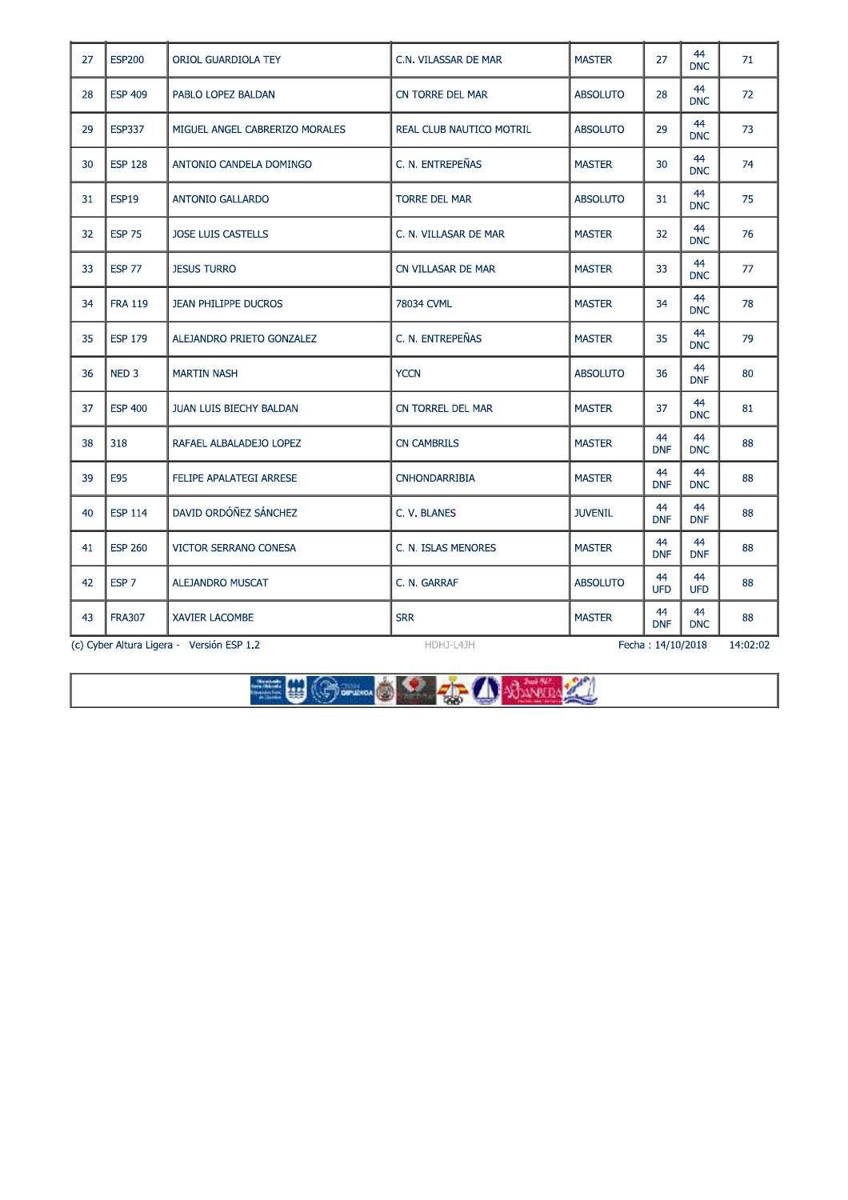| | | | | | | | |
|---|---|---|---|---|---|---|---|
| 27 | ESP200 | ORIOL GUARDIOLA TEY | C.N. VILASSAR DE MAR | MASTER | 27 | 44 DNC | 71 |
| 28 | ESP 409 | PABLO LOPEZ BALDAN | CN TORRE DEL MAR | ABSOLUTO | 28 | 44 DNC | 72 |
| 29 | ESP337 | MIGUEL ANGEL CABRERIZO MORALES | REAL CLUB NAUTICO MOTRIL | ABSOLUTO | 29 | 44 DNC | 73 |
| 30 | ESP 128 | ANTONIO CANDELA DOMINGO | C. N. ENTREPEÑAS | MASTER | 30 | 44 DNC | 74 |
| 31 | ESP19 | ANTONIO GALLARDO | TORRE DEL MAR | ABSOLUTO | 31 | 44 DNC | 75 |
| 32 | ESP 75 | JOSE LUIS CASTELLS | C. N. VILLASAR DE MAR | MASTER | 32 | 44 DNC | 76 |
| 33 | ESP 77 | JESUS TURRO | CN VILLASAR DE MAR | MASTER | 33 | 44 DNC | 77 |
| 34 | FRA 119 | JEAN PHILIPPE DUCROS | 78034 CVML | MASTER | 34 | 44 DNC | 78 |
| 35 | ESP 179 | ALEJANDRO PRIETO GONZALEZ | C. N. ENTREPEÑAS | MASTER | 35 | 44 DNC | 79 |
| 36 | NED 3 | MARTIN NASH | YCCN | ABSOLUTO | 36 | 44 DNF | 80 |
| 37 | ESP 400 | JUAN LUIS BIECHY BALDAN | CN TORREL DEL MAR | MASTER | 37 | 44 DNC | 81 |
| 38 | 318 | RAFAEL ALBALADEJO LOPEZ | CN CAMBRILS | MASTER | 44 DNF | 44 DNC | 88 |
| 39 | E95 | FELIPE APALATEGI ARRESE | CNHONDARRIBIA | MASTER | 44 DNF | 44 DNC | 88 |
| 40 | ESP 114 | DAVID ORDÓÑEZ SÁNCHEZ | C. V. BLANES | JUVENIL | 44 DNF | 44 DNF | 88 |
| 41 | ESP 260 | VICTOR SERRANO CONESA | C. N. ISLAS MENORES | MASTER | 44 DNF | 44 DNF | 88 |
| 42 | ESP 7 | ALEJANDRO MUSCAT | C. N. GARRAF | ABSOLUTO | 44 UFD | 44 UFD | 88 |
| 43 | FRA307 | XAVIER LACOMBE | SRR | MASTER | 44 DNF | 44 DNC | 88 |

(c) Cyber Altura Ligera - Versión ESP 1.2 HDHJ-L4JH Fecha : 14/10/2018 14:02:02